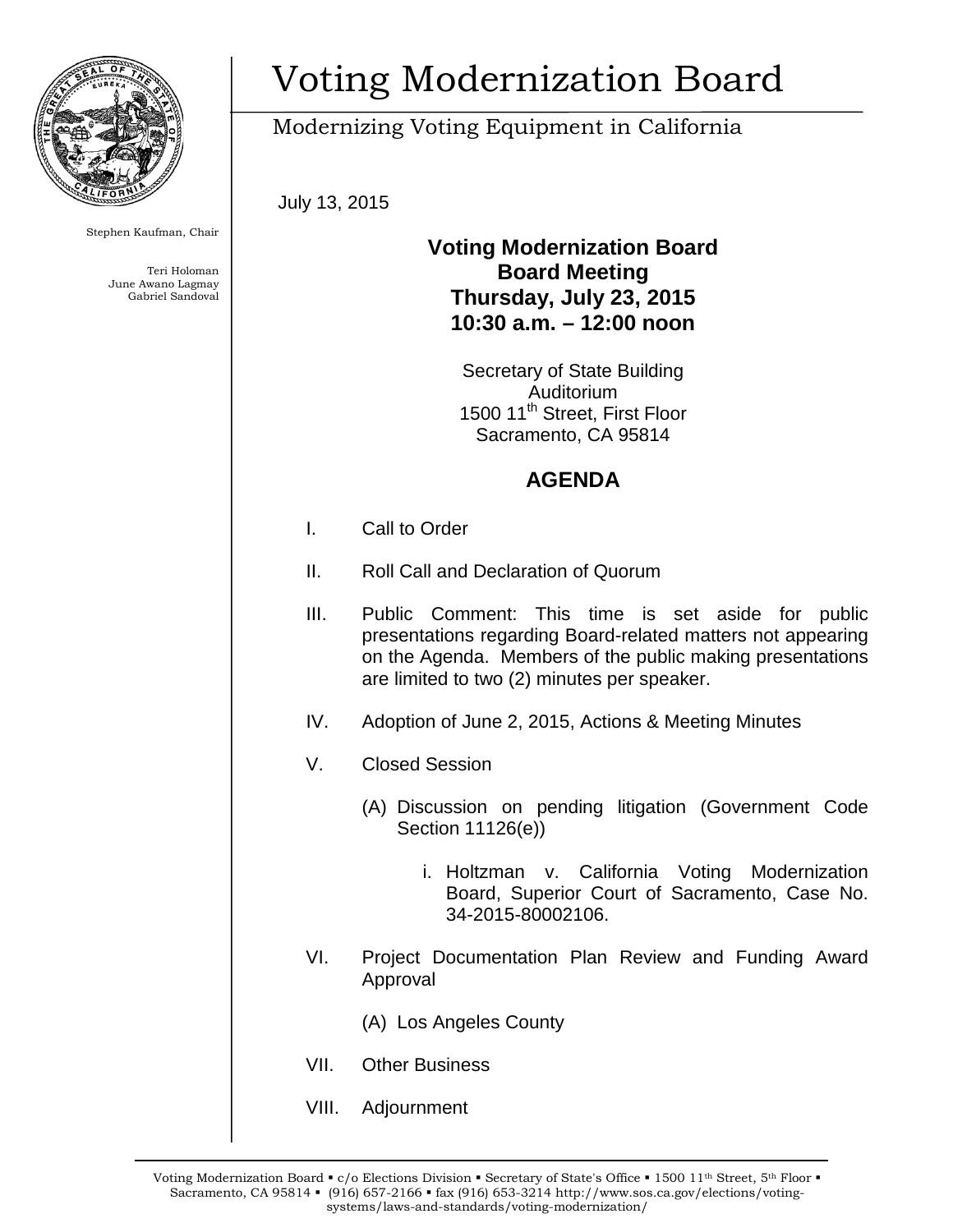# Voting Modernization Board

Modernizing Voting Equipment in California

Stephen Kaufman, Chair

Teri Holoman
June Awano Lagmay
Gabriel Sandoval

July 13, 2015

**Voting Modernization Board**
**Board Meeting**
**Thursday, July 23, 2015**
**10:30 a.m. – 12:00 noon**

Secretary of State Building
Auditorium
1500 11th Street, First Floor
Sacramento, CA 95814

## AGENDA

I. Call to Order

II. Roll Call and Declaration of Quorum

III. Public Comment: This time is set aside for public presentations regarding Board-related matters not appearing on the Agenda. Members of the public making presentations are limited to two (2) minutes per speaker.

IV. Adoption of June 2, 2015, Actions & Meeting Minutes

V. Closed Session

(A) Discussion on pending litigation (Government Code Section 11126(e))

i. Holtzman v. California Voting Modernization Board, Superior Court of Sacramento, Case No. 34-2015-80002106.

VI. Project Documentation Plan Review and Funding Award Approval

(A) Los Angeles County

VII. Other Business

VIII. Adjournment

Voting Modernization Board ▪ c/o Elections Division ▪ Secretary of State's Office ▪ 1500 11th Street, 5th Floor ▪ Sacramento, CA 95814 ▪ (916) 657-2166 ▪ fax (916) 653-3214 http://www.sos.ca.gov/elections/voting-systems/laws-and-standards/voting-modernization/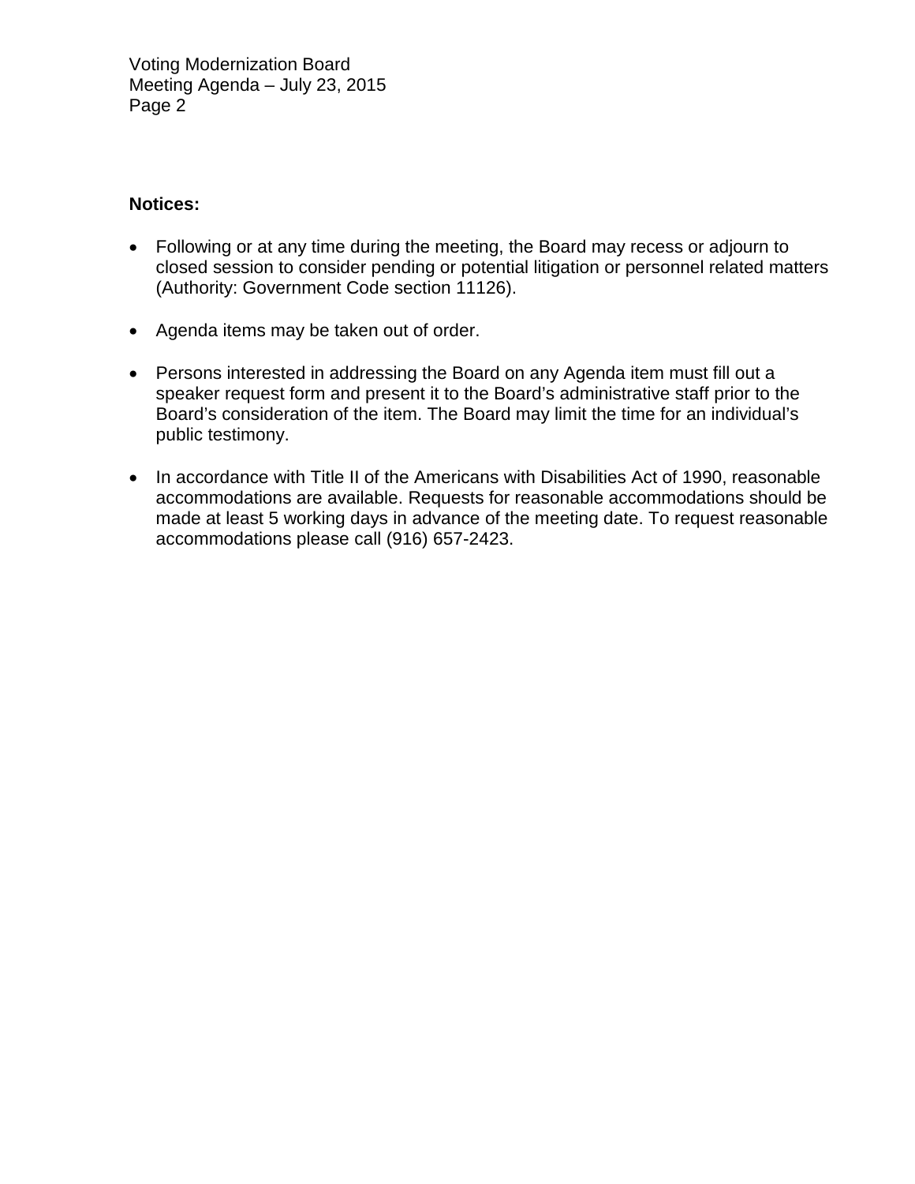**Notices:**

- Following or at any time during the meeting, the Board may recess or adjourn to closed session to consider pending or potential litigation or personnel related matters (Authority: Government Code section 11126).
- Agenda items may be taken out of order.
- Persons interested in addressing the Board on any Agenda item must fill out a speaker request form and present it to the Board's administrative staff prior to the Board's consideration of the item. The Board may limit the time for an individual's public testimony.
- In accordance with Title II of the Americans with Disabilities Act of 1990, reasonable accommodations are available. Requests for reasonable accommodations should be made at least 5 working days in advance of the meeting date. To request reasonable accommodations please call (916) 657-2423.